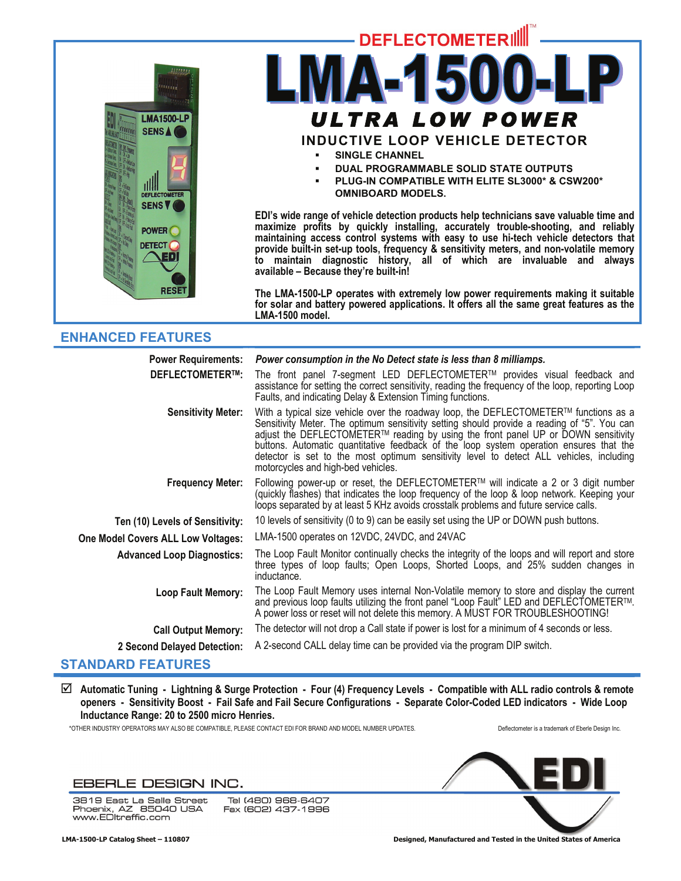DEFLECTOMETER™

# LMA-1500-LP

## ULTRA LOW POWER

### INDUCTIVE LOOP VEHICLE DETECTOR

- SINGLE CHANNEL
- DUAL PROGRAMMABLE SOLID STATE OUTPUTS
- PLUG-IN COMPATIBLE WITH ELITE SL3000* & CSW200* OMNIBOARD MODELS.

**EDI's wide range of vehicle detection products help technicians save valuable time and maximize profits by quickly installing, accurately trouble-shooting, and reliably maintaining access control systems with easy to use hi-tech vehicle detectors that provide built-in set-up tools, frequency & sensitivity meters, and non-volatile memory to maintain diagnostic history, all of which are invaluable and always available – Because they're built-in!**

**The LMA-1500-LP operates with extremely low power requirements making it suitable for solar and battery powered applications. It offers all the same great features as the LMA-1500 model.**

## ENHANCED FEATURES

| | |
|---|---|
| **Power Requirements:** | ***Power consumption in the No Detect state is less than 8 milliamps.*** |
| **DEFLECTOMETER™:** | The front panel 7-segment LED DEFLECTOMETER™ provides visual feedback and assistance for setting the correct sensitivity, reading the frequency of the loop, reporting Loop Faults, and indicating Delay & Extension Timing functions. |
| **Sensitivity Meter:** | With a typical size vehicle over the roadway loop, the DEFLECTOMETER™ functions as a Sensitivity Meter. The optimum sensitivity setting should provide a reading of "5". You can adjust the DEFLECTOMETER™ reading by using the front panel UP or DOWN sensitivity buttons. Automatic quantitative feedback of the loop system operation ensures that the detector is set to the most optimum sensitivity level to detect ALL vehicles, including motorcycles and high-bed vehicles. |
| **Frequency Meter:** | Following power-up or reset, the DEFLECTOMETER™ will indicate a 2 or 3 digit number (quickly flashes) that indicates the loop frequency of the loop & loop network. Keeping your loops separated by at least 5 KHz avoids crosstalk problems and future service calls. |
| **Ten (10) Levels of Sensitivity:** | 10 levels of sensitivity (0 to 9) can be easily set using the UP or DOWN push buttons. |
| **One Model Covers ALL Low Voltages:** | LMA-1500 operates on 12VDC, 24VDC, and 24VAC |
| **Advanced Loop Diagnostics:** | The Loop Fault Monitor continually checks the integrity of the loops and will report and store three types of loop faults; Open Loops, Shorted Loops, and 25% sudden changes in inductance. |
| **Loop Fault Memory:** | The Loop Fault Memory uses internal Non-Volatile memory to store and display the current and previous loop faults utilizing the front panel "Loop Fault" LED and DEFLECTOMETER™. A power loss or reset will not delete this memory. A MUST FOR TROUBLESHOOTING! |
| **Call Output Memory:** | The detector will not drop a Call state if power is lost for a minimum of 4 seconds or less. |
| **2 Second Delayed Detection:** | A 2-second CALL delay time can be provided via the program DIP switch. |

## STANDARD FEATURES

☑ **Automatic Tuning - Lightning & Surge Protection - Four (4) Frequency Levels - Compatible with ALL radio controls & remote openers - Sensitivity Boost - Fail Safe and Fail Secure Configurations - Separate Color-Coded LED indicators - Wide Loop Inductance Range: 20 to 2500 micro Henries.**

*OTHER INDUSTRY OPERATORS MAY ALSO BE COMPATIBLE, PLEASE CONTACT EDI FOR BRAND AND MODEL NUMBER UPDATES.

Deflectometer is a trademark of Eberle Design Inc.

EBERLE DESIGN INC.

3819 East La Salle Street
Phoenix, AZ 85040 USA
www.EDItraffic.com

Tel (480) 968-6407
Fax (602) 437-1996

**LMA-1500-LP Catalog Sheet – 110807**

**Designed, Manufactured and Tested in the United States of America**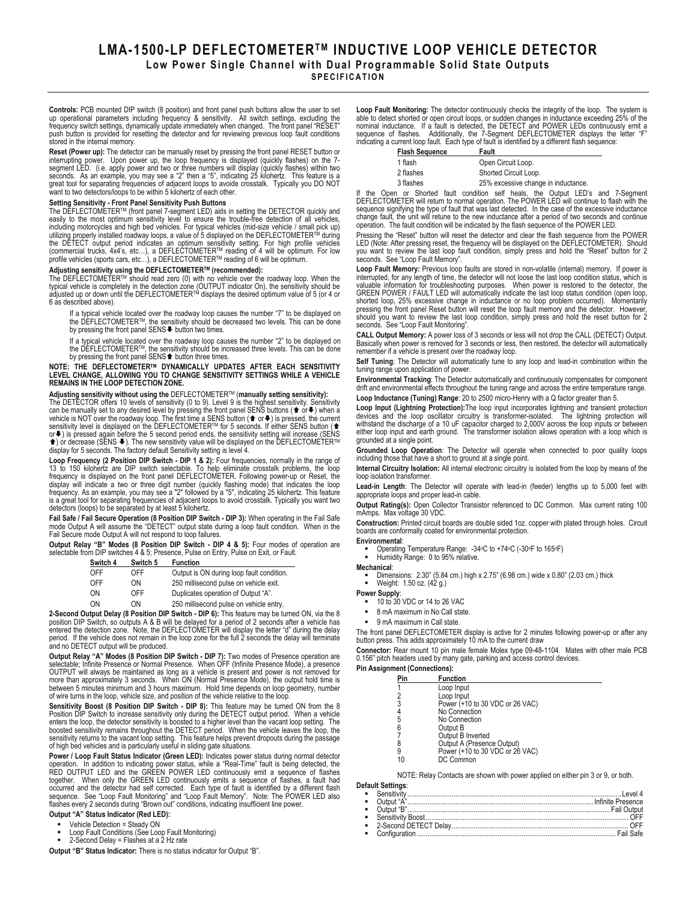# LMA-1500-LP DEFLECTOMETER™ INDUCTIVE LOOP VEHICLE DETECTOR

## Low Power Single Channel with Dual Programmable Solid State Outputs

### SPECIFICATION

**Controls:** PCB mounted DIP switch (8 position) and front panel push buttons allow the user to set up operational parameters including frequency & sensitivity. All switch settings, excluding the frequency switch settings, dynamically update immediately when changed. The front panel "RESET" push button is provided for resetting the detector and for reviewing previous loop fault conditions stored in the internal memory.

**Reset (Power up):** The detector can be manually reset by pressing the front panel RESET button or interrupting power. Upon power up, the loop frequency is displayed (quickly flashes) on the 7-segment LED. (i.e. apply power and two or three numbers will display (quickly flashes) within two seconds. As an example, you may see a "2" then a "5", indicating 25 kilohertz. This feature is a great tool for separating frequencies of adjacent loops to avoide crosstalk. Typically you DO NOT want to two detectors/loops to be within 5 kilohertz of each other.

**Setting Sensitivity - Front Panel Sensitivity Push Buttons**
The DEFLECTOMETER™ (front panel 7-segment LED) aids in setting the DETECTOR quickly and easily to the most optimum sensitivity level to ensure the trouble-free detection of all vehicles, including motorcycles and high bed vehicles. For typical vehicles (mid-size vehicle / small pick up) utilizing properly installed roadway loops, a value of 5 displayed on the DEFLECTOMETER™ during the DETECT output period indicates an optimum sensitivity setting. For high profile vehicles (commercial trucks, 4x4's, etc…), a DEFLECTOMETER™ reading of 4 will be optimum. For low profile vehicles (sports cars, etc…), a DEFLECTOMETER™ reading of 6 will be optimum.

**Adjusting sensitivity using the DEFLECTOMETER™ (recommended):**
The DEFLECTOMETER™ should read zero (0) with no vehicle over the roadway loop. When the typical vehicle is completely in the detection zone (OUTPUT indicator On), the sensitivity should be adjusted up or down until the DEFLECTOMETER™ displays the desired optimum value of 5 (or 4 or 6 as described above).

> If a typical vehicle located over the roadway loop causes the number "7" to be displayed on the DEFLECTOMETER™, the sensitivity should be decreased two levels. This can be done by pressing the front panel SENS⬇ button two times.
>
> If a typical vehicle located over the roadway loop causes the number "2" to be displayed on the DEFLECTOMETER™, the sensitivity should be increased three levels. This can be done by pressing the front panel SENS⬆ button three times.

**NOTE: THE DEFLECTOMETER™ DYNAMICALLY UPDATES AFTER EACH SENSITIVITY LEVEL CHANGE, ALLOWING YOU TO CHANGE SENSITIVITY SETTINGS WHILE A VEHICLE REMAINS IN THE LOOP DETECTION ZONE.**

**Adjusting sensitivity without using the** DEFLECTOMETER™ (**manually setting sensitivity):**
The DETECTOR offers 10 levels of sensitivity (0 to 9). Level 9 is the highest sensitivity. Sensitivity can be manually set to any desired level by pressing the front panel SENS buttons (⬆ or⬇) when a vehicle is NOT over the roadway loop. The first time a SENS button (⬆ or⬇) is pressed, the current sensitivity level is displayed on the DEFLECTOMETER™ for 5 seconds. If either SENS button (⬆ or⬇) is pressed again before the 5 second period ends, the sensitivity setting will increase (SENS ⬆) or decrease (SENS ⬇). The new sensitivity value will be displayed on the DEFLECTOMETER™ display for 5 seconds. The factory default Sensitivity setting is level 4.

**Loop Frequency (2 Position DIP Switch - DIP 1 & 2):** Four frequencies, normally in the range of 13 to 150 kilohertz are DIP switch selectable. To help eliminate crosstalk problems, the loop frequency is displayed on the front panel DEFLECTOMETER. Following power-up or Reset, the display will indicate a two or three digit number (quickly flashing mode) that indicates the loop frequency. As an example, you may see a "2" followed by a "5", indicating 25 kilohertz. This feature is a great tool for separating frequencies of adjacent loops to avoid crosstalk. Typically you want two detectors (loops) to be separated by at least 5 kilohertz.

**Fail Safe / Fail Secure Operation (8 Position DIP Switch - DIP 3):** When operating in the Fail Safe mode Output A will assume the "DETECT" output state during a loop fault condition. When in the Fail Secure mode Output A will not respond to loop failures.

**Output Relay "B" Modes (8 Position DIP Switch - DIP 4 & 5):** Four modes of operation are selectable from DIP switches 4 & 5; Presence, Pulse on Entry, Pulse on Exit, or Fault.

| Switch 4 | Switch 5 | Function |
|---|---|---|
| OFF | OFF | Output is ON during loop fault condition. |
| OFF | ON | 250 millisecond pulse on vehicle exit. |
| ON | OFF | Duplicates operation of Output "A". |
| ON | ON | 250 millisecond pulse on vehicle entry. |

**2-Second Output Delay (8 Position DIP Switch - DIP 6):** This feature may be turned ON, via the 8 position DIP Switch, so outputs A & B will be delayed for a period of 2 seconds after a vehicle has entered the detection zone. Note, the DEFLECTOMETER will display the letter "d" during the delay period. If the vehicle does not remain in the loop zone for the full 2 seconds the delay will terminate and no DETECT output will be produced.

**Output Relay "A" Modes (8 Position DIP Switch - DIP 7):** Two modes of Presence operation are selectable; Infinite Presence or Normal Presence. When OFF (Infinite Presence Mode), a presence OUTPUT will always be maintained as long as a vehicle is present and power is not removed for more than approximately 3 seconds. When ON (Normal Presence Mode), the output hold time is between 5 minutes minimum and 3 hours maximum. Hold time depends on loop geometry, number of wire turns in the loop, vehicle size, and position of the vehicle relative to the loop.

**Sensitivity Boost (8 Position DIP Switch - DIP 8):** This feature may be turned ON from the 8 Position DIP Switch to increase sensitivity only during the DETECT output period. When a vehicle enters the loop, the detector sensitivity is boosted to a higher level than the vacant loop setting. The boosted sensitivity remains throughout the DETECT period. When the vehicle leaves the loop, the sensitivity returns to the vacant loop setting. This feature helps prevent dropouts during the passage of high bed vehicles and is particularly useful in sliding gate situations.

**Power / Loop Fault Status Indicator (Green LED):** Indicates power status during normal detector operation. In addition to indicating power status, while a "Real-Time" fault is being detected, the RED OUTPUT LED and the GREEN POWER LED continuously emit a sequence of flashes together. When only the GREEN LED continuously emits a sequence of flashes, a fault had occurred and the detector had self corrected. Each type of fault is identified by a different flash sequence. See "Loop Fault Monitoring" and "Loop Fault Memory". Note: The POWER LED also flashes every 2 seconds during "Brown out" conditions, indicating insufficient line power.

**Output "A" Status Indicator (Red LED):**

- Vehicle Detection = Steady ON
- Loop Fault Conditions (See Loop Fault Monitoring)
- 2-Second Delay = Flashes at a 2 Hz rate

**Output "B" Status Indicator:** There is no status indicator for Output "B".

**Loop Fault Monitoring:** The detector continuously checks the integrity of the loop. The system is able to detect shorted or open circuit loops, or sudden changes in inductance exceeding 25% of the nominal inductance. If a fault is detected, the DETECT and POWER LEDs continuously emit a sequence of flashes. Additionally, the 7-Segment DEFLECTOMETER displays the letter "F" indicating a current loop fault. Each type of fault is identified by a different flash sequence:

| Flash Sequence | Fault |
|---|---|
| 1 flash | Open Circuit Loop. |
| 2 flashes | Shorted Circuit Loop. |
| 3 flashes | 25% excessive change in inductance. |

If the Open or Shorted fault condition self heals, the Output LED's and 7-Segment DEFLECTOMETER will return to normal operation. The POWER LED will continue to flash with the sequence signifying the type of fault that was last detected. In the case of the excessive inductance change fault, the unit will retune to the new inductance after a period of two seconds and continue operation. The fault condition will be indicated by the flash sequence of the POWER LED.

Pressing the "Reset" button will reset the detector and clear the flash sequence from the POWER LED (Note: After pressing reset, the frequency will be displayed on the DEFLECTOMETER). Should you want to review the last loop fault condition, simply press and hold the "Reset" button for 2 seconds. See "Loop Fault Memory".

**Loop Fault Memory:** Previous loop faults are stored in non-volatile (internal) memory. If power is interrupted, for any length of time, the detector will not loose the last loop condition status, which is valuable information for troubleshooting purposes. When power is restored to the detector, the GREEN POWER / FAULT LED will automatically indicate the last loop status condition (open loop, shorted loop, 25% excessive change in inductance or no loop problem occurred). Momentarily pressing the front panel Reset button will reset the loop fault memory and the detector. However, should you want to review the last loop condition, simply press and hold the reset button for 2 seconds. See "Loop Fault Monitoring".

**CALL Output Memory:** A power loss of 3 seconds or less will not drop the CALL (DETECT) Output. Basically when power is removed for 3 seconds or less, then restored, the detector will automatically remember if a vehicle is present over the roadway loop.

**Self Tuning**: The Detector will automatically tune to any loop and lead-in combination within the tuning range upon application of power.

**Environmental Tracking**: The Detector automatically and continuously compensates for component drift and environmental effects throughout the tuning range and across the entire temperature range.

**Loop Inductance (Tuning) Range**: 20 to 2500 micro-Henry with a Q factor greater than 5.

**Loop Input (Lightning Protection):** The loop input incorporates lightning and transient protection devices and the loop oscillator circuitry is transformer-isolated. The lightning protection will withstand the discharge of a 10 uF capacitor charged to 2,000V across the loop inputs or between either loop input and earth ground. The transformer isolation allows operation with a loop which is grounded at a single point.

**Grounded Loop Operation**: The Detector will operate when connected to poor quality loops including those that have a short to ground at a single point.

**Internal Circuitry Isolation:** All internal electronic circuitry is isolated from the loop by means of the loop isolation transformer.

**Lead-in Length**: The Detector will operate with lead-in (feeder) lengths up to 5,000 feet with appropriate loops and proper lead-in cable.

**Output Rating(s):** Open Collector Transistor referenced to DC Common. Max current rating 100 mAmps. Max voltage 30 VDC.

**Construction:** Printed circuit boards are double sided 1oz. copper with plated through holes. Circuit boards are conformally coated for environmental protection.

**Environmental**:

- Operating Temperature Range: -34°C to +74°C (-30°F to 165°F)
- Humidity Range: 0 to 95% relative.

**Mechanical**:

- Dimensions: 2.30" (5.84 cm.) high x 2.75" (6.98 cm.) wide x 0.80" (2.03 cm.) thick
- Weight: 1.50 oz. (42 g.)

**Power Supply**:

- 10 to 30 VDC or 14 to 26 VAC
- 8 mA maximum in No Call state.
- 9 mA maximum in Call state.

The front panel DEFLECTOMETER display is active for 2 minutes following power-up or after any button press. This adds approximately 10 mA to the current draw

**Connector:** Rear mount 10 pin male female Molex type 09-48-1104. Mates with other male PCB 0.156" pitch headers used by many gate, parking and access control devices.

**Pin Assignment (Connections):**

| Pin | Function |
|---|---|
| 1 | Loop Input |
| 2 | Loop Input |
| 3 | Power (+10 to 30 VDC or 26 VAC) |
| 4 | No Connection |
| 5 | No Connection |
| 6 | Output B |
| 7 | Output B Inverted |
| 8 | Output A (Presence Output) |
| 9 | Power (+10 to 30 VDC or 26 VAC) |
| 10 | DC Common |

NOTE: Relay Contacts are shown with power applied on either pin 3 or 9, or both.

**Default Settings**:

- Sensitivity .......... Level 4
- Output "A" .......... Infinite Presence
- Output "B" .......... Fail Output
- Sensitivity Boost .......... OFF
- 2-Second DETECT Delay .......... OFF
- Configuration .......... Fail Safe